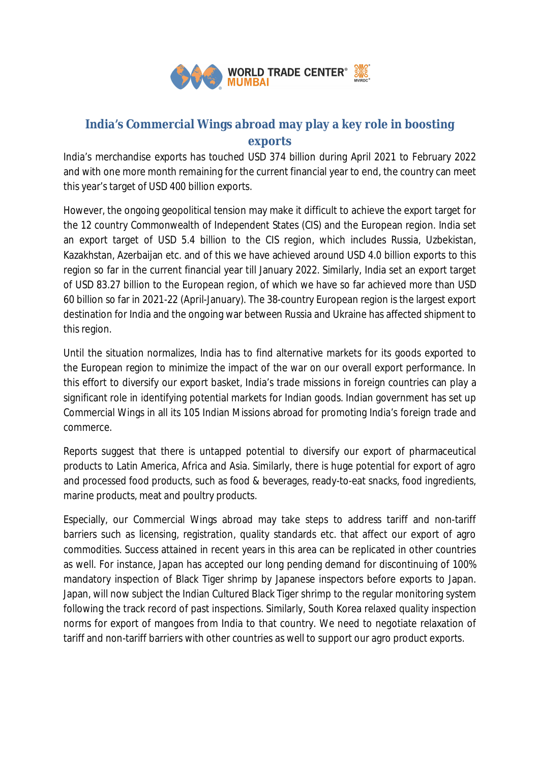# India's Commercial Wings abroad may play a key role in boosting exports

India's merchandise exports has touched USD 374 billion during April 2021 to February 2022 and with one more month remaining for the current financial year to end, the country can meet this year's target of USD 400 billion exports.

However, the ongoing geopolitical tension may make it difficult to achieve the export target for the 12 country Commonwealth of Independent States (CIS) and the European region. India set an export target of USD 5.4 billion to the CIS region, which includes Russia, Uzbekistan, Kazakhstan, Azerbaijan etc. and of this we have achieved around USD 4.0 billion exports to this region so far in the current financial year till January 2022. Similarly, India set an export target of USD 83.27 billion to the European region, of which we have so far achieved more than USD 60 billion so far in 2021-22 (April-January). The 38-country European region is the largest export destination for India and the ongoing war between Russia and Ukraine has affected shipment to this region.

Until the situation normalizes, India has to find alternative markets for its goods exported to the European region to minimize the impact of the war on our overall export performance. In this effort to diversify our export basket, India's trade missions in foreign countries can play a significant role in identifying potential markets for Indian goods. Indian government has set up Commercial Wings in all its 105 Indian Missions abroad for promoting India's foreign trade and commerce.

Reports suggest that there is untapped potential to diversify our export of pharmaceutical products to Latin America, Africa and Asia. Similarly, there is huge potential for export of agro and processed food products, such as food & beverages, ready-to-eat snacks, food ingredients, marine products, meat and poultry products.

Especially, our Commercial Wings abroad may take steps to address tariff and non-tariff barriers such as licensing, registration, quality standards etc. that affect our export of agro commodities. Success attained in recent years in this area can be replicated in other countries as well. For instance, Japan has accepted our long pending demand for discontinuing of 100% mandatory inspection of Black Tiger shrimp by Japanese inspectors before exports to Japan. Japan, will now subject the Indian Cultured Black Tiger shrimp to the regular monitoring system following the track record of past inspections. Similarly, South Korea relaxed quality inspection norms for export of mangoes from India to that country. We need to negotiate relaxation of tariff and non-tariff barriers with other countries as well to support our agro product exports.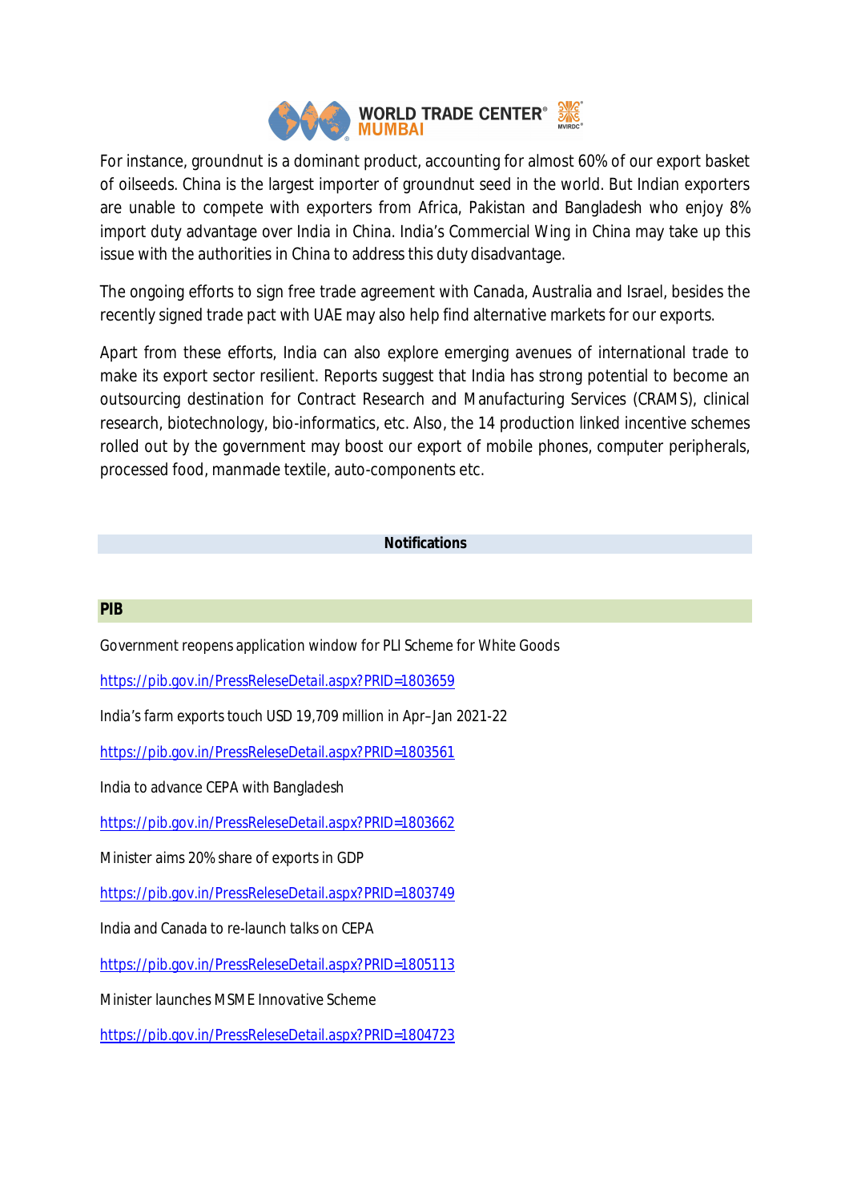For instance, groundnut is a dominant product, accounting for almost 60% of our export basket of oilseeds. China is the largest importer of groundnut seed in the world. But Indian exporters are unable to compete with exporters from Africa, Pakistan and Bangladesh who enjoy 8% import duty advantage over India in China. India's Commercial Wing in China may take up this issue with the authorities in China to address this duty disadvantage.

The ongoing efforts to sign free trade agreement with Canada, Australia and Israel, besides the recently signed trade pact with UAE may also help find alternative markets for our exports.

Apart from these efforts, India can also explore emerging avenues of international trade to make its export sector resilient. Reports suggest that India has strong potential to become an outsourcing destination for Contract Research and Manufacturing Services (CRAMS), clinical research, biotechnology, bio-informatics, etc. Also, the 14 production linked incentive schemes rolled out by the government may boost our export of mobile phones, computer peripherals, processed food, manmade textile, auto-components etc.

## Notifications

### PIB

Government reopens application window for PLI Scheme for White Goods

https://pib.gov.in/PressReleseDetail.aspx?PRID=1803659

India's farm exports touch USD 19,709 million in Apr–Jan 2021-22

https://pib.gov.in/PressReleseDetail.aspx?PRID=1803561

India to advance CEPA with Bangladesh

https://pib.gov.in/PressReleseDetail.aspx?PRID=1803662

Minister aims 20% share of exports in GDP

https://pib.gov.in/PressReleseDetail.aspx?PRID=1803749

India and Canada to re-launch talks on CEPA

https://pib.gov.in/PressReleseDetail.aspx?PRID=1805113

Minister launches MSME Innovative Scheme

https://pib.gov.in/PressReleseDetail.aspx?PRID=1804723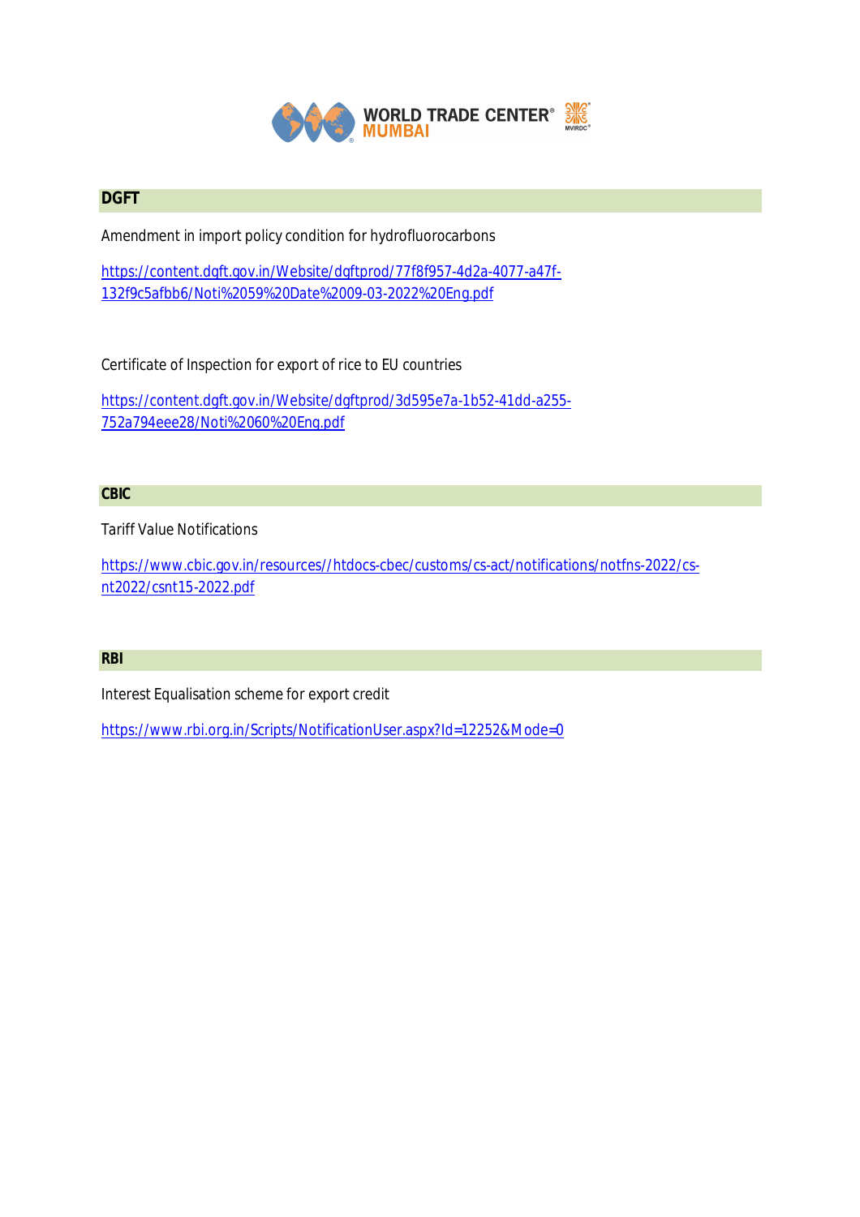## DGFT

Amendment in import policy condition for hydrofluorocarbons

https://content.dgft.gov.in/Website/dgftprod/77f8f957-4d2a-4077-a47f-132f9c5afbb6/Noti%2059%20Date%2009-03-2022%20Eng.pdf

Certificate of Inspection for export of rice to EU countries

https://content.dgft.gov.in/Website/dgftprod/3d595e7a-1b52-41dd-a255-752a794eee28/Noti%2060%20Eng.pdf

## CBIC

Tariff Value Notifications

https://www.cbic.gov.in/resources//htdocs-cbec/customs/cs-act/notifications/notfns-2022/cs-nt2022/csnt15-2022.pdf

## RBI

Interest Equalisation scheme for export credit

https://www.rbi.org.in/Scripts/NotificationUser.aspx?Id=12252&Mode=0